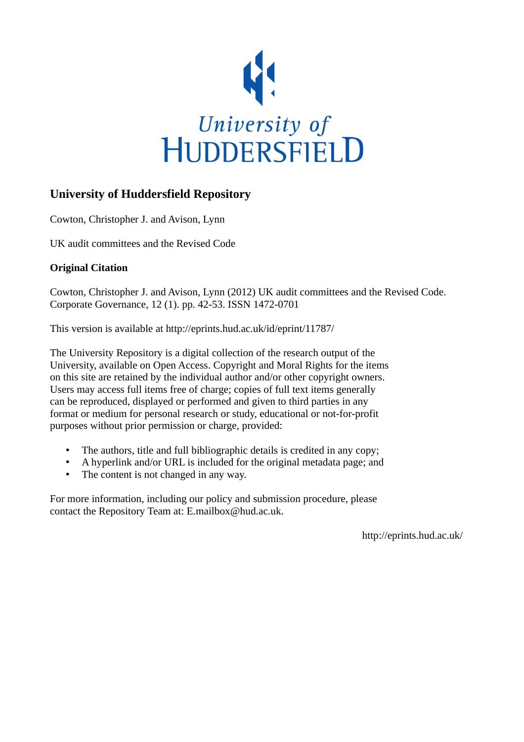University of
HUDDERSFIELD

## University of Huddersfield Repository

Cowton, Christopher J. and Avison, Lynn

UK audit committees and the Revised Code

**Original Citation**

Cowton, Christopher J. and Avison, Lynn (2012) UK audit committees and the Revised Code. Corporate Governance, 12 (1). pp. 42-53. ISSN 1472-0701

This version is available at http://eprints.hud.ac.uk/id/eprint/11787/

The University Repository is a digital collection of the research output of the University, available on Open Access. Copyright and Moral Rights for the items on this site are retained by the individual author and/or other copyright owners. Users may access full items free of charge; copies of full text items generally can be reproduced, displayed or performed and given to third parties in any format or medium for personal research or study, educational or not-for-profit purposes without prior permission or charge, provided:

- The authors, title and full bibliographic details is credited in any copy;
- A hyperlink and/or URL is included for the original metadata page; and
- The content is not changed in any way.

For more information, including our policy and submission procedure, please contact the Repository Team at: E.mailbox@hud.ac.uk.

http://eprints.hud.ac.uk/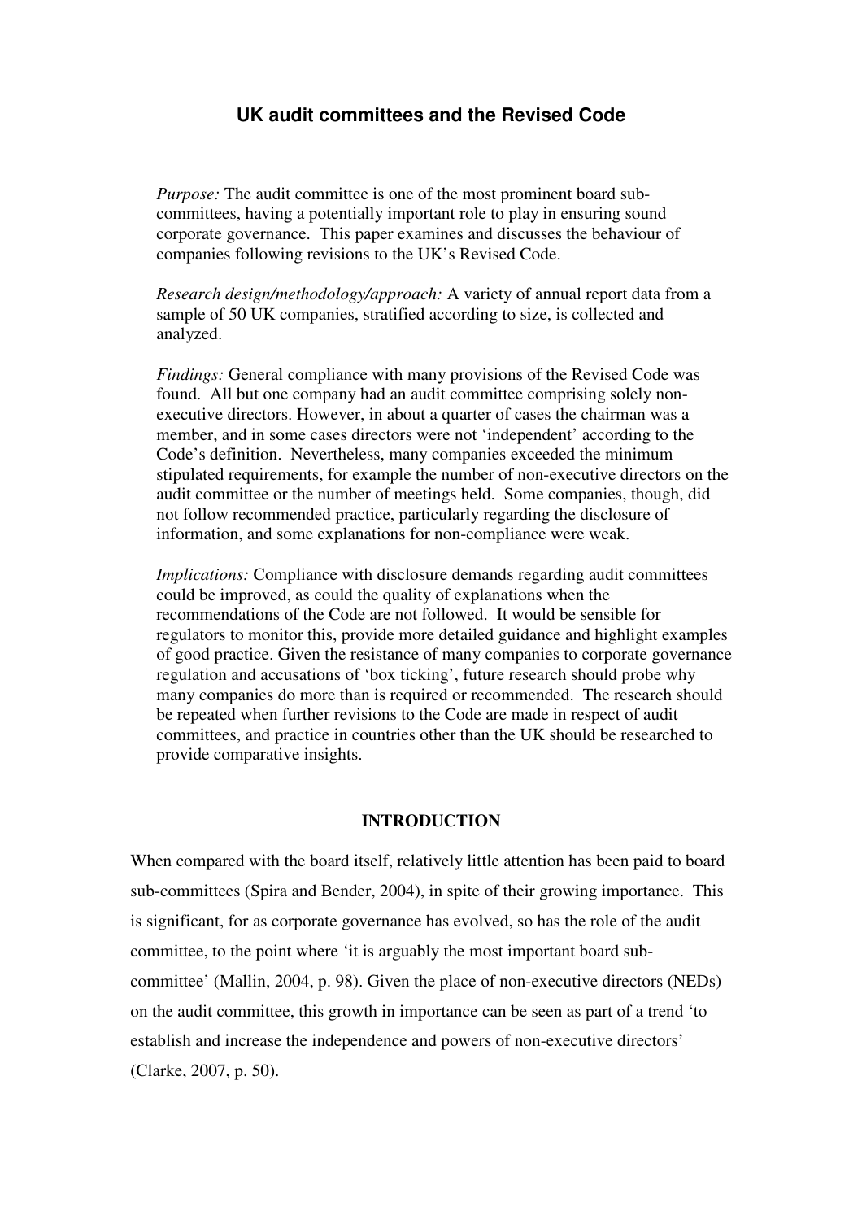# UK audit committees and the Revised Code

*Purpose:* The audit committee is one of the most prominent board sub-committees, having a potentially important role to play in ensuring sound corporate governance. This paper examines and discusses the behaviour of companies following revisions to the UK's Revised Code.

*Research design/methodology/approach:* A variety of annual report data from a sample of 50 UK companies, stratified according to size, is collected and analyzed.

*Findings:* General compliance with many provisions of the Revised Code was found. All but one company had an audit committee comprising solely non-executive directors. However, in about a quarter of cases the chairman was a member, and in some cases directors were not 'independent' according to the Code's definition. Nevertheless, many companies exceeded the minimum stipulated requirements, for example the number of non-executive directors on the audit committee or the number of meetings held. Some companies, though, did not follow recommended practice, particularly regarding the disclosure of information, and some explanations for non-compliance were weak.

*Implications:* Compliance with disclosure demands regarding audit committees could be improved, as could the quality of explanations when the recommendations of the Code are not followed. It would be sensible for regulators to monitor this, provide more detailed guidance and highlight examples of good practice. Given the resistance of many companies to corporate governance regulation and accusations of 'box ticking', future research should probe why many companies do more than is required or recommended. The research should be repeated when further revisions to the Code are made in respect of audit committees, and practice in countries other than the UK should be researched to provide comparative insights.

## INTRODUCTION

When compared with the board itself, relatively little attention has been paid to board sub-committees (Spira and Bender, 2004), in spite of their growing importance. This is significant, for as corporate governance has evolved, so has the role of the audit committee, to the point where 'it is arguably the most important board sub-committee' (Mallin, 2004, p. 98). Given the place of non-executive directors (NEDs) on the audit committee, this growth in importance can be seen as part of a trend 'to establish and increase the independence and powers of non-executive directors' (Clarke, 2007, p. 50).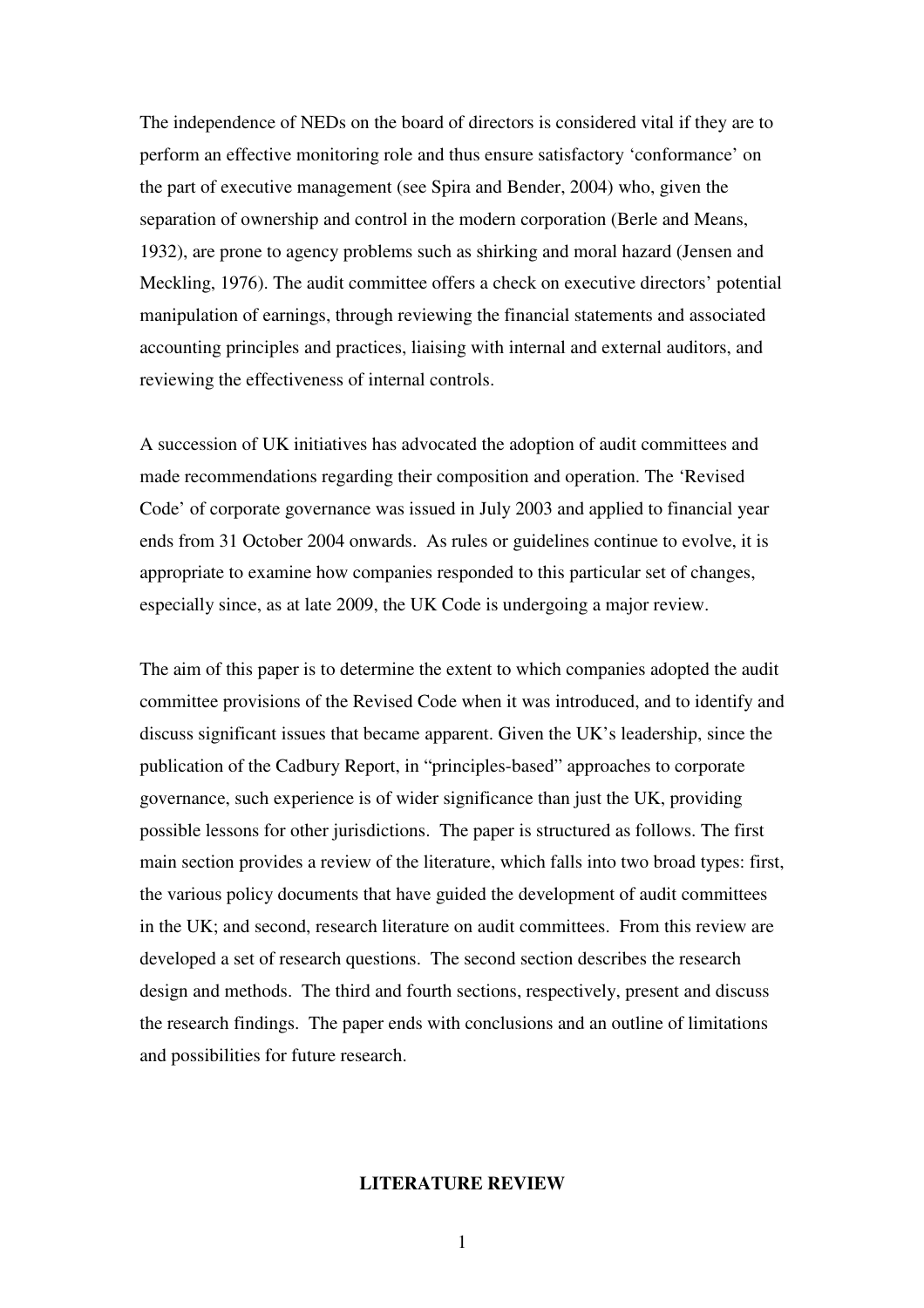The independence of NEDs on the board of directors is considered vital if they are to perform an effective monitoring role and thus ensure satisfactory 'conformance' on the part of executive management (see Spira and Bender, 2004) who, given the separation of ownership and control in the modern corporation (Berle and Means, 1932), are prone to agency problems such as shirking and moral hazard (Jensen and Meckling, 1976). The audit committee offers a check on executive directors' potential manipulation of earnings, through reviewing the financial statements and associated accounting principles and practices, liaising with internal and external auditors, and reviewing the effectiveness of internal controls.

A succession of UK initiatives has advocated the adoption of audit committees and made recommendations regarding their composition and operation. The 'Revised Code' of corporate governance was issued in July 2003 and applied to financial year ends from 31 October 2004 onwards. As rules or guidelines continue to evolve, it is appropriate to examine how companies responded to this particular set of changes, especially since, as at late 2009, the UK Code is undergoing a major review.

The aim of this paper is to determine the extent to which companies adopted the audit committee provisions of the Revised Code when it was introduced, and to identify and discuss significant issues that became apparent. Given the UK's leadership, since the publication of the Cadbury Report, in "principles-based" approaches to corporate governance, such experience is of wider significance than just the UK, providing possible lessons for other jurisdictions. The paper is structured as follows. The first main section provides a review of the literature, which falls into two broad types: first, the various policy documents that have guided the development of audit committees in the UK; and second, research literature on audit committees. From this review are developed a set of research questions. The second section describes the research design and methods. The third and fourth sections, respectively, present and discuss the research findings. The paper ends with conclusions and an outline of limitations and possibilities for future research.

## LITERATURE REVIEW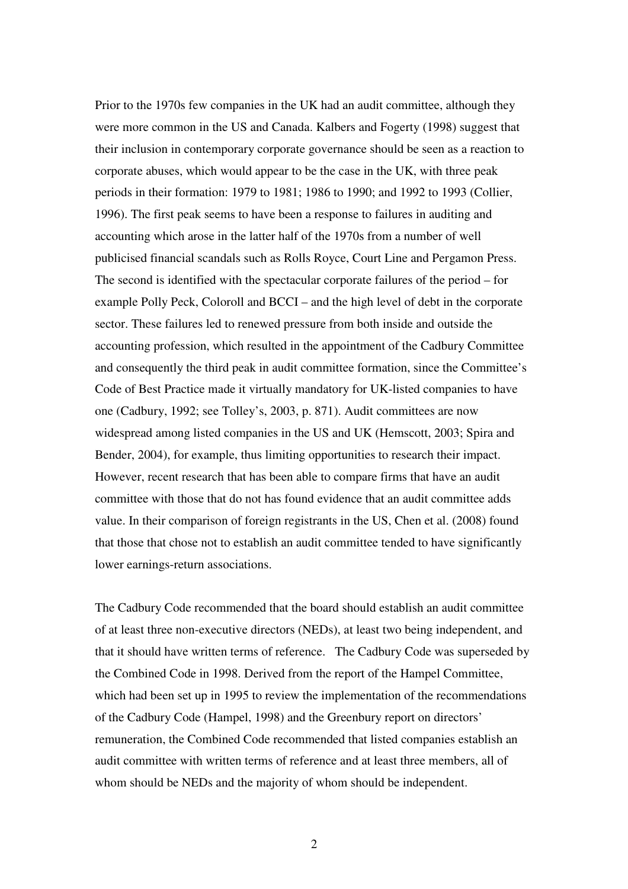Prior to the 1970s few companies in the UK had an audit committee, although they were more common in the US and Canada. Kalbers and Fogerty (1998) suggest that their inclusion in contemporary corporate governance should be seen as a reaction to corporate abuses, which would appear to be the case in the UK, with three peak periods in their formation: 1979 to 1981; 1986 to 1990; and 1992 to 1993 (Collier, 1996). The first peak seems to have been a response to failures in auditing and accounting which arose in the latter half of the 1970s from a number of well publicised financial scandals such as Rolls Royce, Court Line and Pergamon Press. The second is identified with the spectacular corporate failures of the period – for example Polly Peck, Coloroll and BCCI – and the high level of debt in the corporate sector. These failures led to renewed pressure from both inside and outside the accounting profession, which resulted in the appointment of the Cadbury Committee and consequently the third peak in audit committee formation, since the Committee's Code of Best Practice made it virtually mandatory for UK-listed companies to have one (Cadbury, 1992; see Tolley's, 2003, p. 871). Audit committees are now widespread among listed companies in the US and UK (Hemscott, 2003; Spira and Bender, 2004), for example, thus limiting opportunities to research their impact. However, recent research that has been able to compare firms that have an audit committee with those that do not has found evidence that an audit committee adds value. In their comparison of foreign registrants in the US, Chen et al. (2008) found that those that chose not to establish an audit committee tended to have significantly lower earnings-return associations.

The Cadbury Code recommended that the board should establish an audit committee of at least three non-executive directors (NEDs), at least two being independent, and that it should have written terms of reference. The Cadbury Code was superseded by the Combined Code in 1998. Derived from the report of the Hampel Committee, which had been set up in 1995 to review the implementation of the recommendations of the Cadbury Code (Hampel, 1998) and the Greenbury report on directors' remuneration, the Combined Code recommended that listed companies establish an audit committee with written terms of reference and at least three members, all of whom should be NEDs and the majority of whom should be independent.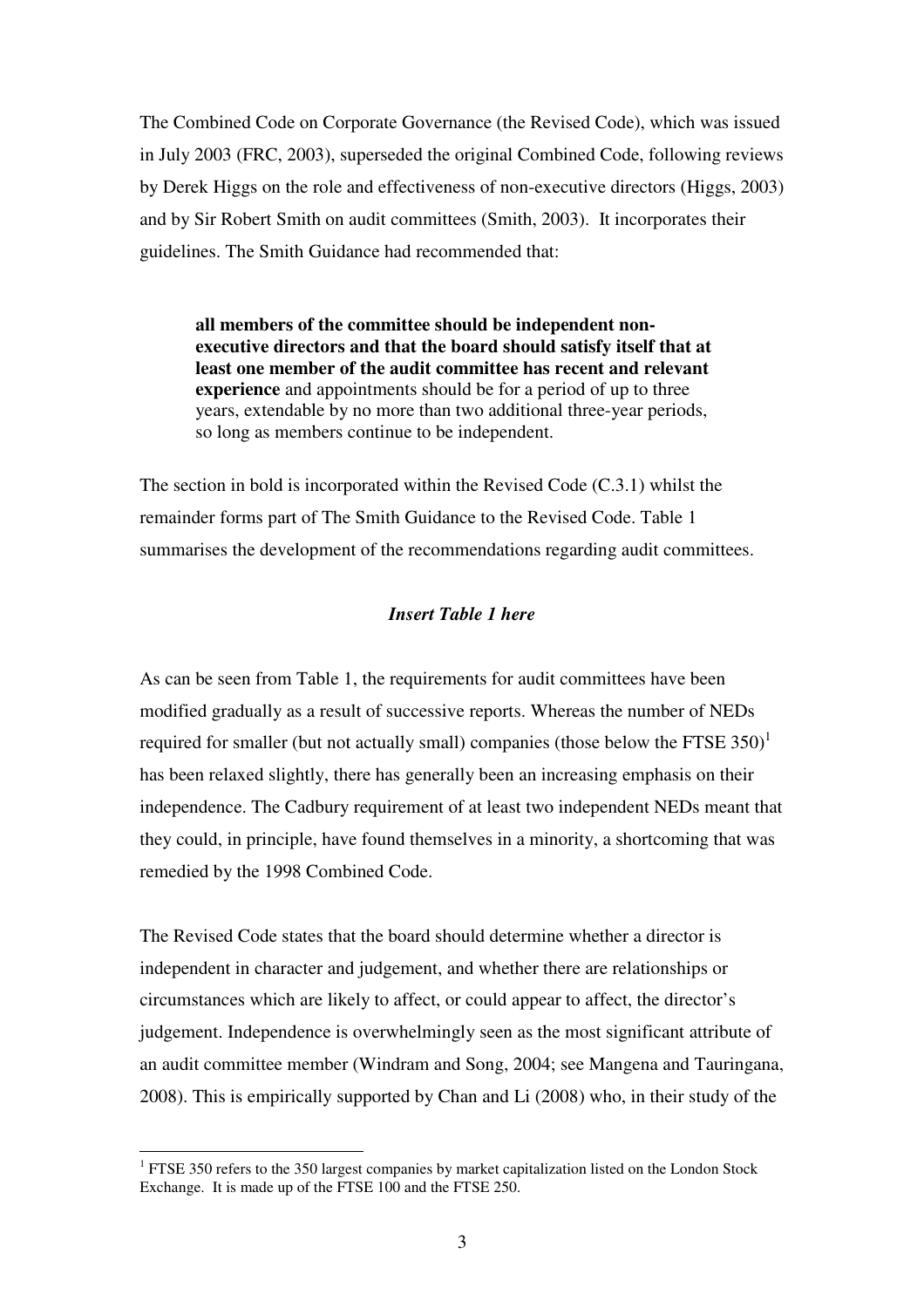The Combined Code on Corporate Governance (the Revised Code), which was issued in July 2003 (FRC, 2003), superseded the original Combined Code, following reviews by Derek Higgs on the role and effectiveness of non-executive directors (Higgs, 2003) and by Sir Robert Smith on audit committees (Smith, 2003). It incorporates their guidelines. The Smith Guidance had recommended that:

> **all members of the committee should be independent non-executive directors and that the board should satisfy itself that at least one member of the audit committee has recent and relevant experience** and appointments should be for a period of up to three years, extendable by no more than two additional three-year periods, so long as members continue to be independent.

The section in bold is incorporated within the Revised Code (C.3.1) whilst the remainder forms part of The Smith Guidance to the Revised Code. Table 1 summarises the development of the recommendations regarding audit committees.

***Insert Table 1 here***

As can be seen from Table 1, the requirements for audit committees have been modified gradually as a result of successive reports. Whereas the number of NEDs required for smaller (but not actually small) companies (those below the FTSE 350)[1] has been relaxed slightly, there has generally been an increasing emphasis on their independence. The Cadbury requirement of at least two independent NEDs meant that they could, in principle, have found themselves in a minority, a shortcoming that was remedied by the 1998 Combined Code.

The Revised Code states that the board should determine whether a director is independent in character and judgement, and whether there are relationships or circumstances which are likely to affect, or could appear to affect, the director's judgement. Independence is overwhelmingly seen as the most significant attribute of an audit committee member (Windram and Song, 2004; see Mangena and Tauringana, 2008). This is empirically supported by Chan and Li (2008) who, in their study of the

[1] FTSE 350 refers to the 350 largest companies by market capitalization listed on the London Stock Exchange. It is made up of the FTSE 100 and the FTSE 250.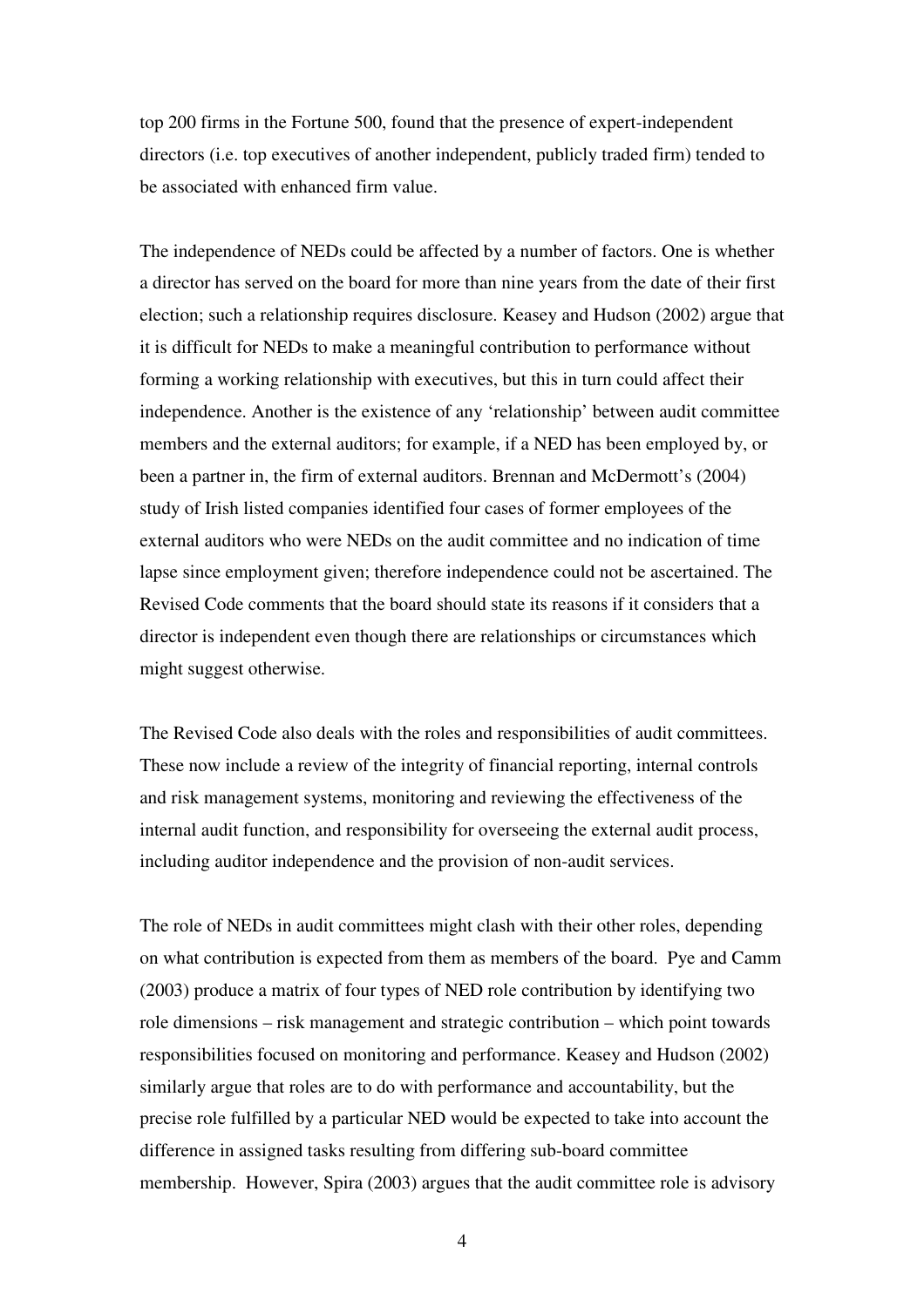top 200 firms in the Fortune 500, found that the presence of expert-independent directors (i.e. top executives of another independent, publicly traded firm) tended to be associated with enhanced firm value.

The independence of NEDs could be affected by a number of factors. One is whether a director has served on the board for more than nine years from the date of their first election; such a relationship requires disclosure. Keasey and Hudson (2002) argue that it is difficult for NEDs to make a meaningful contribution to performance without forming a working relationship with executives, but this in turn could affect their independence. Another is the existence of any 'relationship' between audit committee members and the external auditors; for example, if a NED has been employed by, or been a partner in, the firm of external auditors. Brennan and McDermott's (2004) study of Irish listed companies identified four cases of former employees of the external auditors who were NEDs on the audit committee and no indication of time lapse since employment given; therefore independence could not be ascertained. The Revised Code comments that the board should state its reasons if it considers that a director is independent even though there are relationships or circumstances which might suggest otherwise.

The Revised Code also deals with the roles and responsibilities of audit committees. These now include a review of the integrity of financial reporting, internal controls and risk management systems, monitoring and reviewing the effectiveness of the internal audit function, and responsibility for overseeing the external audit process, including auditor independence and the provision of non-audit services.

The role of NEDs in audit committees might clash with their other roles, depending on what contribution is expected from them as members of the board. Pye and Camm (2003) produce a matrix of four types of NED role contribution by identifying two role dimensions – risk management and strategic contribution – which point towards responsibilities focused on monitoring and performance. Keasey and Hudson (2002) similarly argue that roles are to do with performance and accountability, but the precise role fulfilled by a particular NED would be expected to take into account the difference in assigned tasks resulting from differing sub-board committee membership. However, Spira (2003) argues that the audit committee role is advisory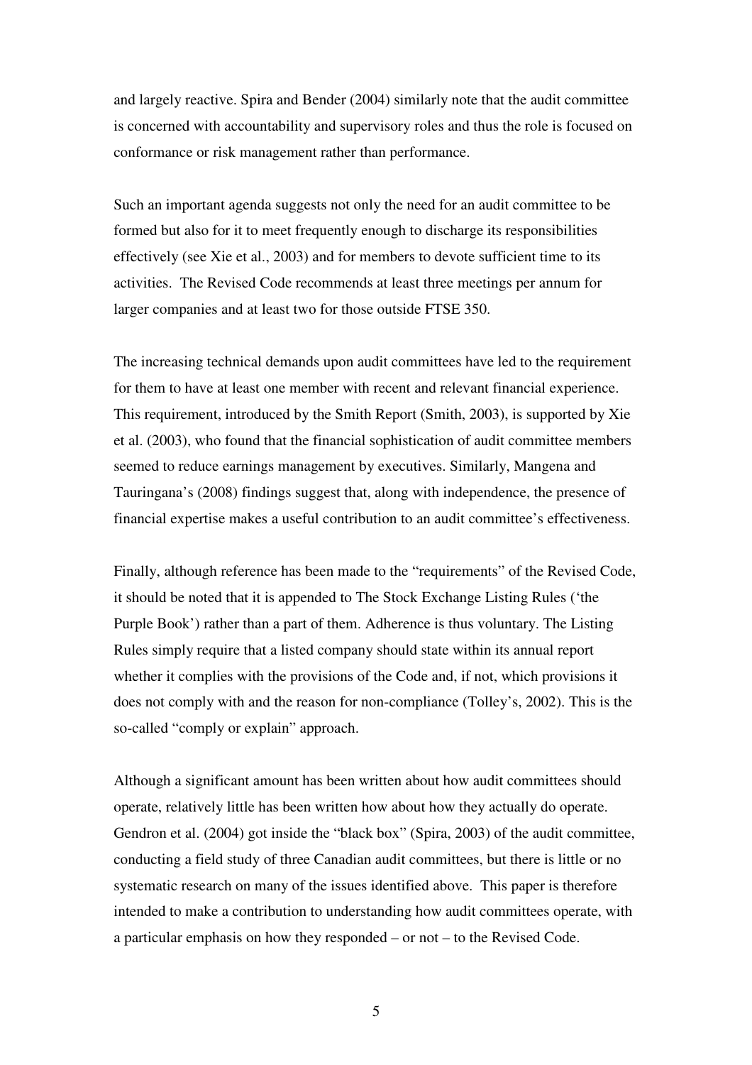and largely reactive. Spira and Bender (2004) similarly note that the audit committee is concerned with accountability and supervisory roles and thus the role is focused on conformance or risk management rather than performance.

Such an important agenda suggests not only the need for an audit committee to be formed but also for it to meet frequently enough to discharge its responsibilities effectively (see Xie et al., 2003) and for members to devote sufficient time to its activities. The Revised Code recommends at least three meetings per annum for larger companies and at least two for those outside FTSE 350.

The increasing technical demands upon audit committees have led to the requirement for them to have at least one member with recent and relevant financial experience. This requirement, introduced by the Smith Report (Smith, 2003), is supported by Xie et al. (2003), who found that the financial sophistication of audit committee members seemed to reduce earnings management by executives. Similarly, Mangena and Tauringana's (2008) findings suggest that, along with independence, the presence of financial expertise makes a useful contribution to an audit committee's effectiveness.

Finally, although reference has been made to the "requirements" of the Revised Code, it should be noted that it is appended to The Stock Exchange Listing Rules ('the Purple Book') rather than a part of them. Adherence is thus voluntary. The Listing Rules simply require that a listed company should state within its annual report whether it complies with the provisions of the Code and, if not, which provisions it does not comply with and the reason for non-compliance (Tolley's, 2002). This is the so-called "comply or explain" approach.

Although a significant amount has been written about how audit committees should operate, relatively little has been written how about how they actually do operate. Gendron et al. (2004) got inside the "black box" (Spira, 2003) of the audit committee, conducting a field study of three Canadian audit committees, but there is little or no systematic research on many of the issues identified above. This paper is therefore intended to make a contribution to understanding how audit committees operate, with a particular emphasis on how they responded – or not – to the Revised Code.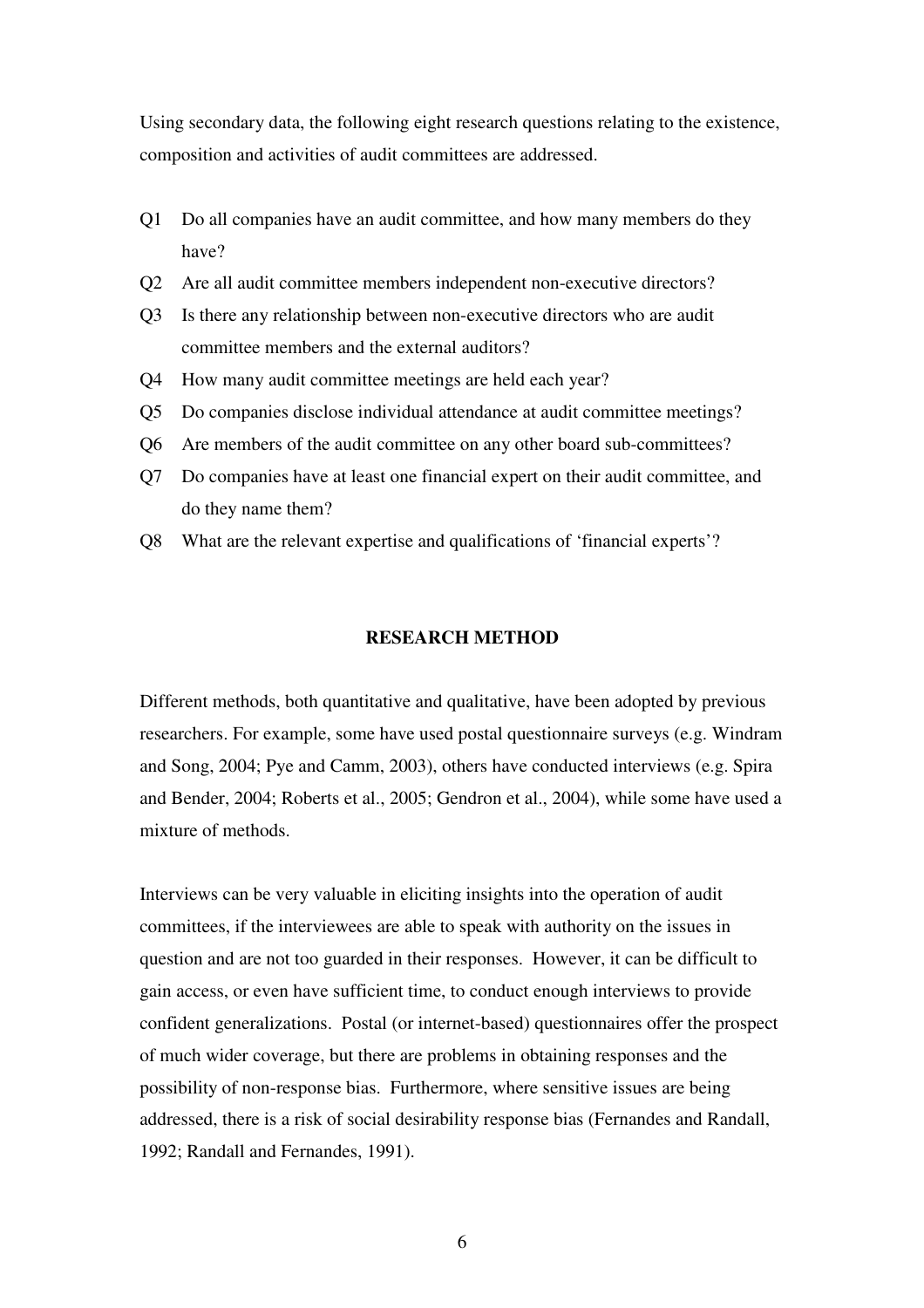Using secondary data, the following eight research questions relating to the existence, composition and activities of audit committees are addressed.

- Q1 Do all companies have an audit committee, and how many members do they have?
- Q2 Are all audit committee members independent non-executive directors?
- Q3 Is there any relationship between non-executive directors who are audit committee members and the external auditors?
- Q4 How many audit committee meetings are held each year?
- Q5 Do companies disclose individual attendance at audit committee meetings?
- Q6 Are members of the audit committee on any other board sub-committees?
- Q7 Do companies have at least one financial expert on their audit committee, and do they name them?
- Q8 What are the relevant expertise and qualifications of 'financial experts'?

## RESEARCH METHOD

Different methods, both quantitative and qualitative, have been adopted by previous researchers. For example, some have used postal questionnaire surveys (e.g. Windram and Song, 2004; Pye and Camm, 2003), others have conducted interviews (e.g. Spira and Bender, 2004; Roberts et al., 2005; Gendron et al., 2004), while some have used a mixture of methods.

Interviews can be very valuable in eliciting insights into the operation of audit committees, if the interviewees are able to speak with authority on the issues in question and are not too guarded in their responses. However, it can be difficult to gain access, or even have sufficient time, to conduct enough interviews to provide confident generalizations. Postal (or internet-based) questionnaires offer the prospect of much wider coverage, but there are problems in obtaining responses and the possibility of non-response bias. Furthermore, where sensitive issues are being addressed, there is a risk of social desirability response bias (Fernandes and Randall, 1992; Randall and Fernandes, 1991).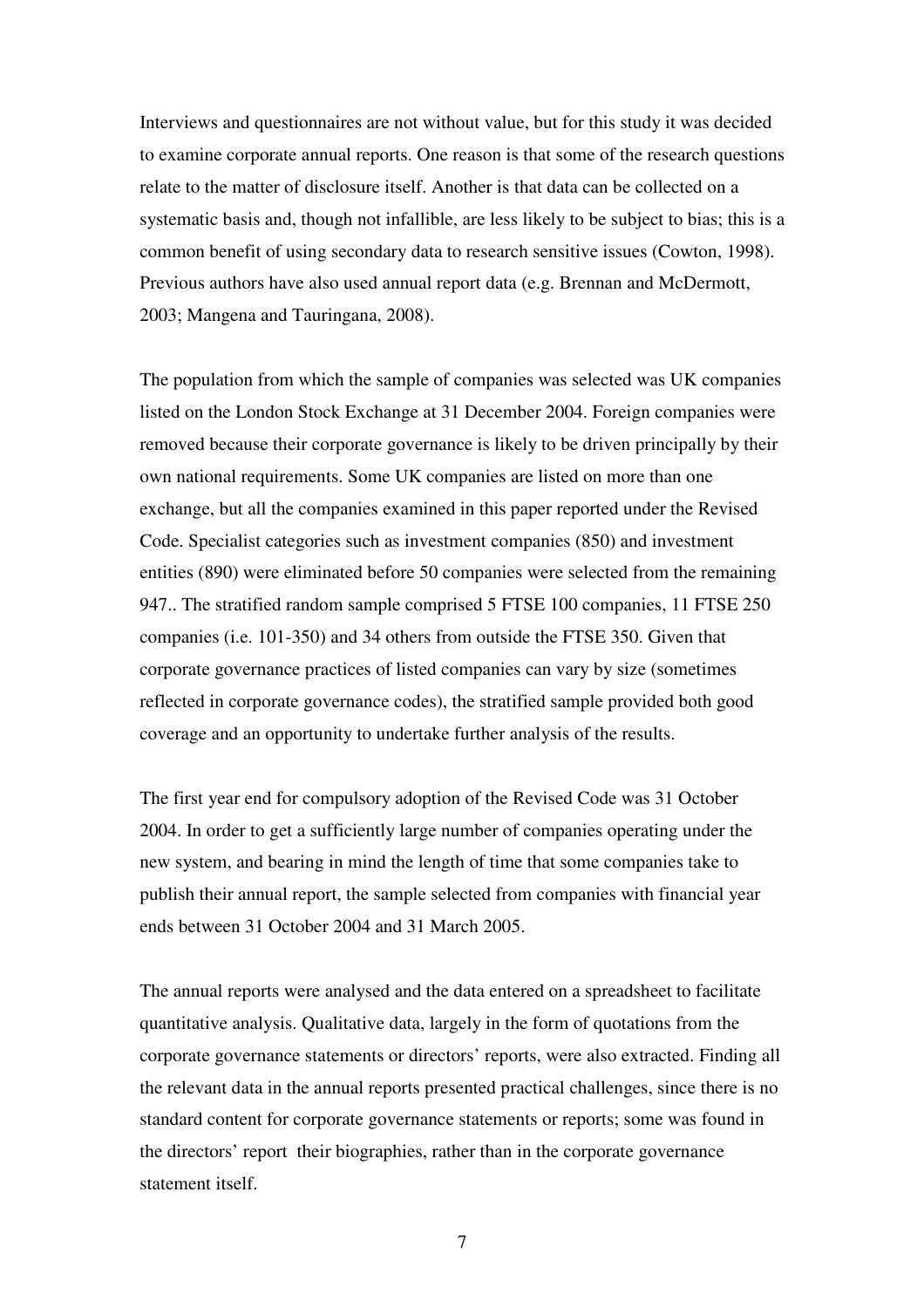Interviews and questionnaires are not without value, but for this study it was decided to examine corporate annual reports. One reason is that some of the research questions relate to the matter of disclosure itself. Another is that data can be collected on a systematic basis and, though not infallible, are less likely to be subject to bias; this is a common benefit of using secondary data to research sensitive issues (Cowton, 1998). Previous authors have also used annual report data (e.g. Brennan and McDermott, 2003; Mangena and Tauringana, 2008).

The population from which the sample of companies was selected was UK companies listed on the London Stock Exchange at 31 December 2004. Foreign companies were removed because their corporate governance is likely to be driven principally by their own national requirements. Some UK companies are listed on more than one exchange, but all the companies examined in this paper reported under the Revised Code. Specialist categories such as investment companies (850) and investment entities (890) were eliminated before 50 companies were selected from the remaining 947.. The stratified random sample comprised 5 FTSE 100 companies, 11 FTSE 250 companies (i.e. 101-350) and 34 others from outside the FTSE 350. Given that corporate governance practices of listed companies can vary by size (sometimes reflected in corporate governance codes), the stratified sample provided both good coverage and an opportunity to undertake further analysis of the results.

The first year end for compulsory adoption of the Revised Code was 31 October 2004. In order to get a sufficiently large number of companies operating under the new system, and bearing in mind the length of time that some companies take to publish their annual report, the sample selected from companies with financial year ends between 31 October 2004 and 31 March 2005.

The annual reports were analysed and the data entered on a spreadsheet to facilitate quantitative analysis. Qualitative data, largely in the form of quotations from the corporate governance statements or directors' reports, were also extracted. Finding all the relevant data in the annual reports presented practical challenges, since there is no standard content for corporate governance statements or reports; some was found in the directors' report  their biographies, rather than in the corporate governance statement itself.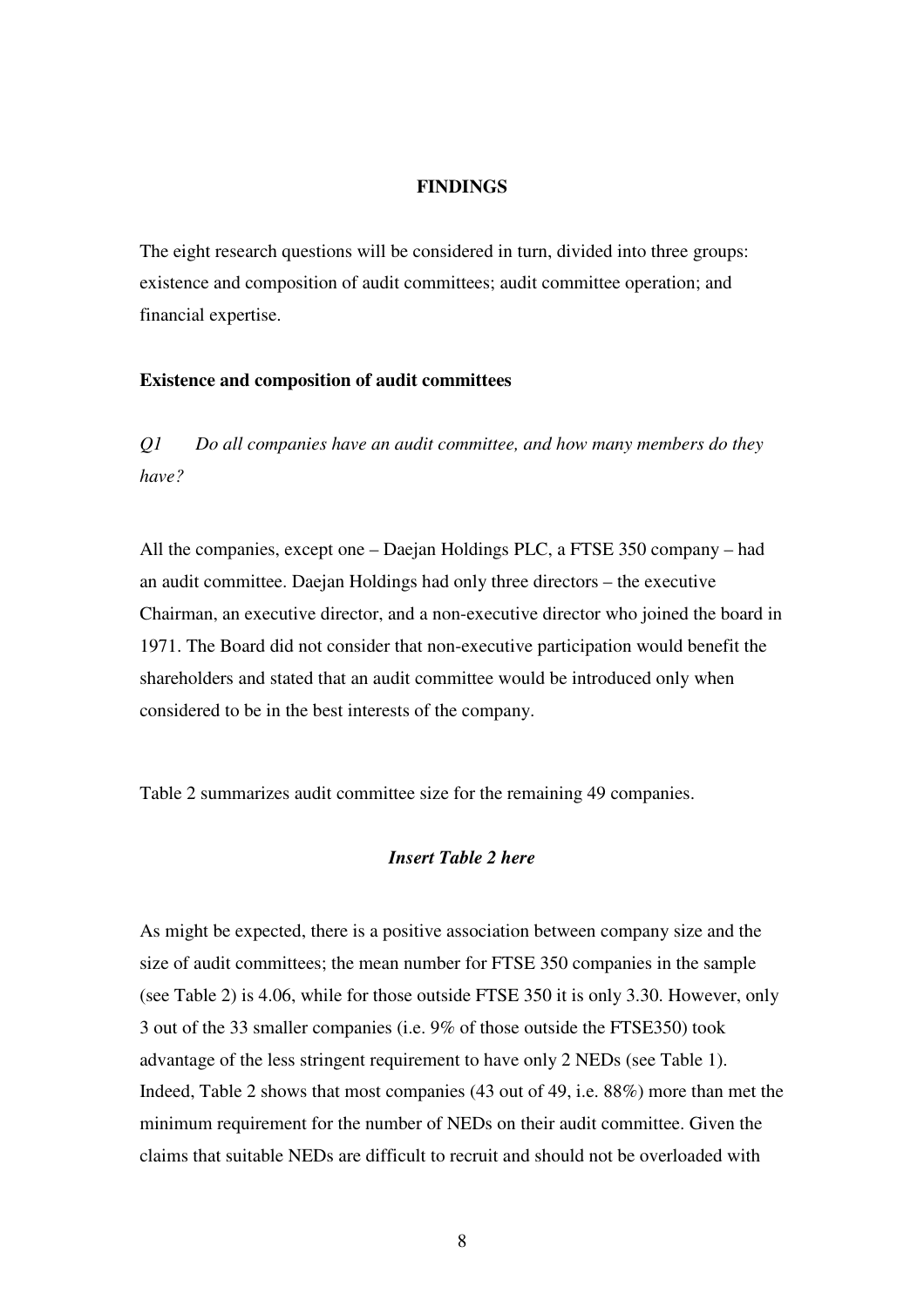## FINDINGS

The eight research questions will be considered in turn, divided into three groups: existence and composition of audit committees; audit committee operation; and financial expertise.

### Existence and composition of audit committees

*Q1 Do all companies have an audit committee, and how many members do they have?*

All the companies, except one – Daejan Holdings PLC, a FTSE 350 company – had an audit committee. Daejan Holdings had only three directors – the executive Chairman, an executive director, and a non-executive director who joined the board in 1971. The Board did not consider that non-executive participation would benefit the shareholders and stated that an audit committee would be introduced only when considered to be in the best interests of the company.

Table 2 summarizes audit committee size for the remaining 49 companies.

***Insert Table 2 here***

As might be expected, there is a positive association between company size and the size of audit committees; the mean number for FTSE 350 companies in the sample (see Table 2) is 4.06, while for those outside FTSE 350 it is only 3.30. However, only 3 out of the 33 smaller companies (i.e. 9% of those outside the FTSE350) took advantage of the less stringent requirement to have only 2 NEDs (see Table 1). Indeed, Table 2 shows that most companies (43 out of 49, i.e. 88%) more than met the minimum requirement for the number of NEDs on their audit committee. Given the claims that suitable NEDs are difficult to recruit and should not be overloaded with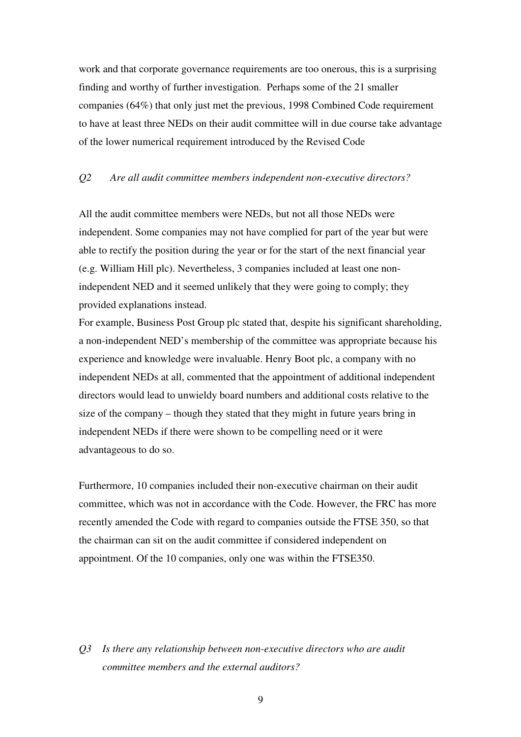work and that corporate governance requirements are too onerous, this is a surprising finding and worthy of further investigation. Perhaps some of the 21 smaller companies (64%) that only just met the previous, 1998 Combined Code requirement to have at least three NEDs on their audit committee will in due course take advantage of the lower numerical requirement introduced by the Revised Code

*Q2 Are all audit committee members independent non-executive directors?*

All the audit committee members were NEDs, but not all those NEDs were independent. Some companies may not have complied for part of the year but were able to rectify the position during the year or for the start of the next financial year (e.g. William Hill plc). Nevertheless, 3 companies included at least one non-independent NED and it seemed unlikely that they were going to comply; they provided explanations instead.

For example, Business Post Group plc stated that, despite his significant shareholding, a non-independent NED's membership of the committee was appropriate because his experience and knowledge were invaluable. Henry Boot plc, a company with no independent NEDs at all, commented that the appointment of additional independent directors would lead to unwieldy board numbers and additional costs relative to the size of the company – though they stated that they might in future years bring in independent NEDs if there were shown to be compelling need or it were advantageous to do so.

Furthermore, 10 companies included their non-executive chairman on their audit committee, which was not in accordance with the Code. However, the FRC has more recently amended the Code with regard to companies outside the FTSE 350, so that the chairman can sit on the audit committee if considered independent on appointment. Of the 10 companies, only one was within the FTSE350.

*Q3 Is there any relationship between non-executive directors who are audit committee members and the external auditors?*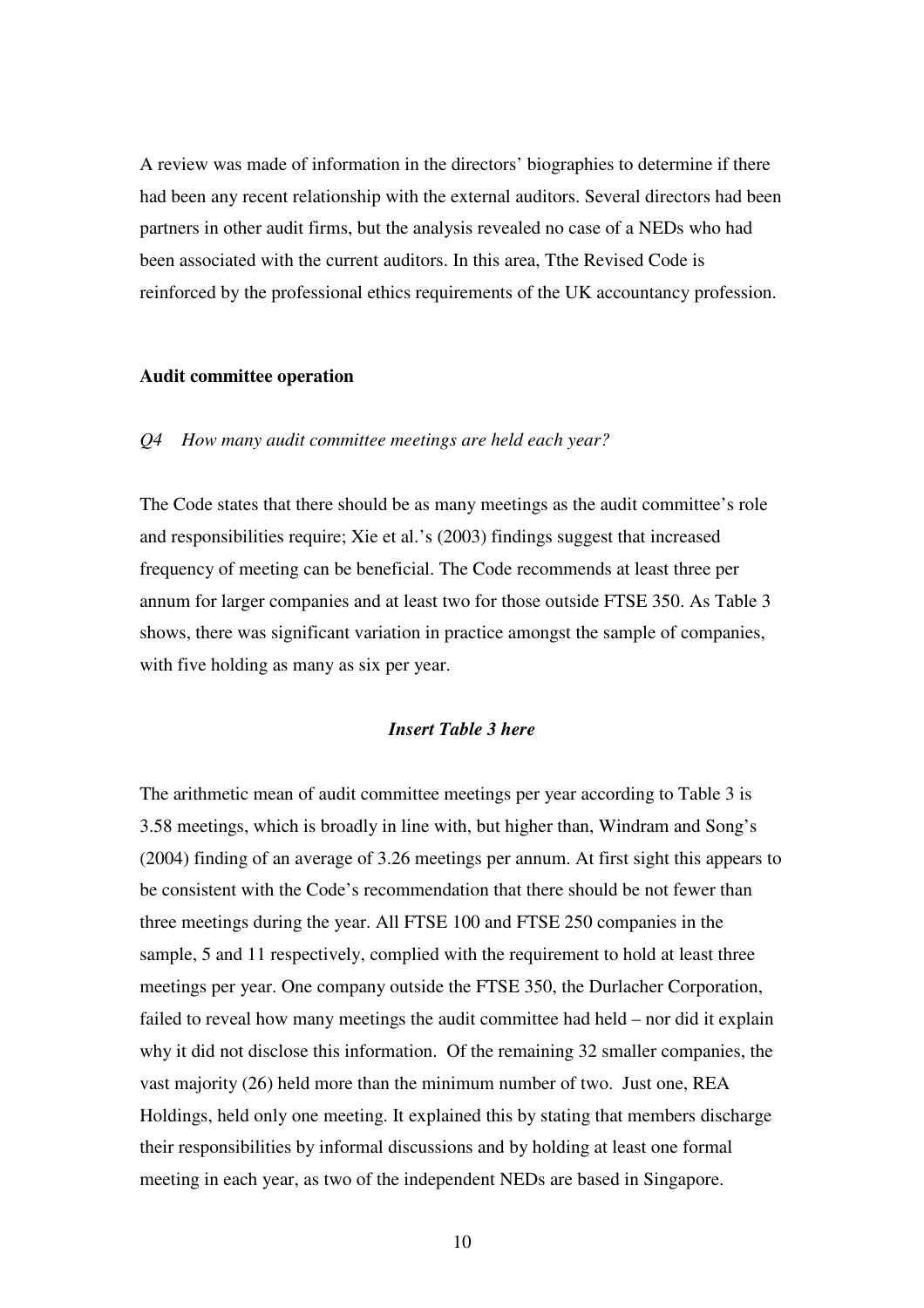A review was made of information in the directors' biographies to determine if there had been any recent relationship with the external auditors. Several directors had been partners in other audit firms, but the analysis revealed no case of a NEDs who had been associated with the current auditors. In this area, Tthe Revised Code is reinforced by the professional ethics requirements of the UK accountancy profession.

**Audit committee operation**

*Q4 How many audit committee meetings are held each year?*

The Code states that there should be as many meetings as the audit committee's role and responsibilities require; Xie et al.'s (2003) findings suggest that increased frequency of meeting can be beneficial. The Code recommends at least three per annum for larger companies and at least two for those outside FTSE 350. As Table 3 shows, there was significant variation in practice amongst the sample of companies, with five holding as many as six per year.

***Insert Table 3 here***

The arithmetic mean of audit committee meetings per year according to Table 3 is 3.58 meetings, which is broadly in line with, but higher than, Windram and Song's (2004) finding of an average of 3.26 meetings per annum. At first sight this appears to be consistent with the Code's recommendation that there should be not fewer than three meetings during the year. All FTSE 100 and FTSE 250 companies in the sample, 5 and 11 respectively, complied with the requirement to hold at least three meetings per year. One company outside the FTSE 350, the Durlacher Corporation, failed to reveal how many meetings the audit committee had held – nor did it explain why it did not disclose this information. Of the remaining 32 smaller companies, the vast majority (26) held more than the minimum number of two. Just one, REA Holdings, held only one meeting. It explained this by stating that members discharge their responsibilities by informal discussions and by holding at least one formal meeting in each year, as two of the independent NEDs are based in Singapore.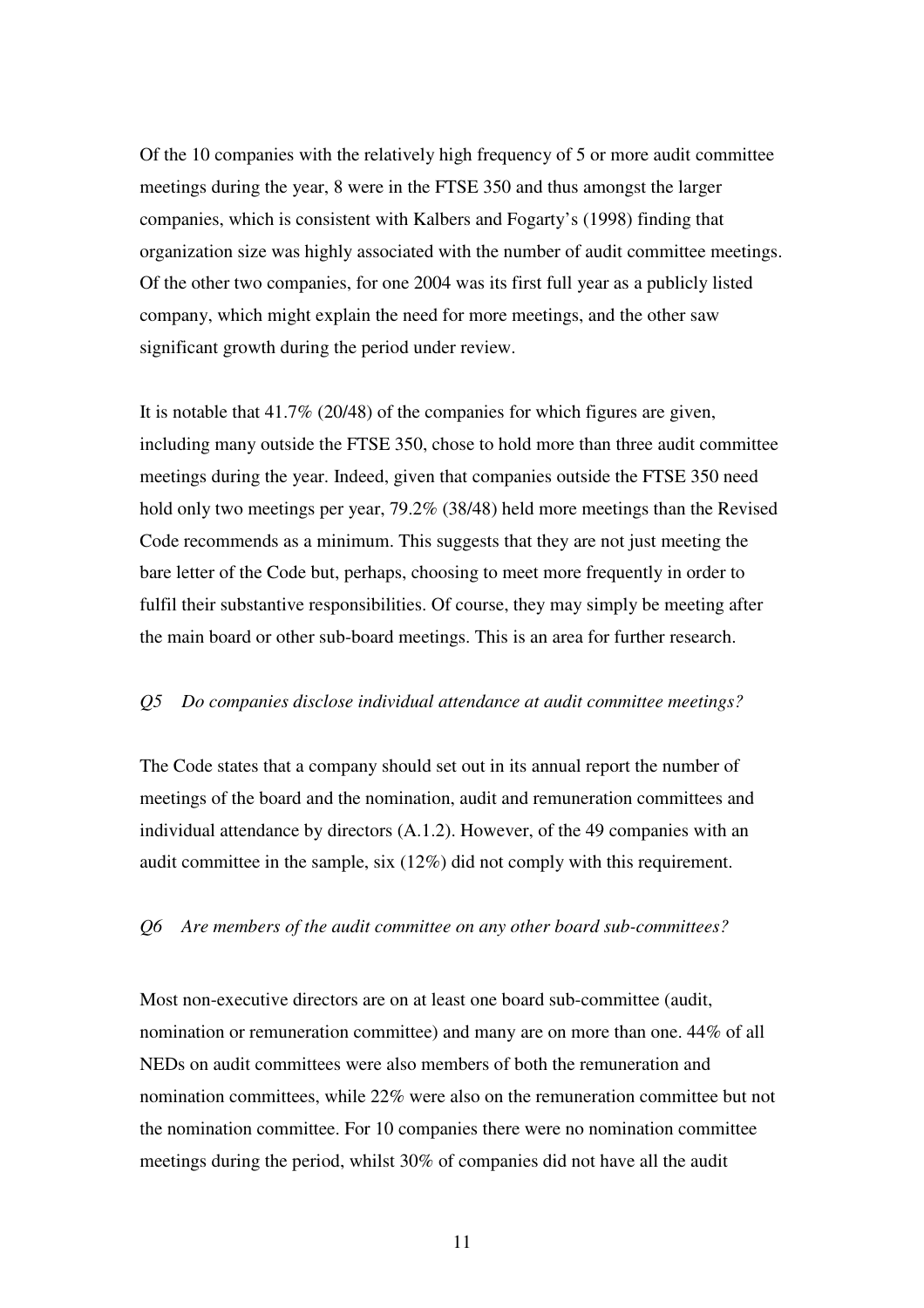Of the 10 companies with the relatively high frequency of 5 or more audit committee meetings during the year, 8 were in the FTSE 350 and thus amongst the larger companies, which is consistent with Kalbers and Fogarty's (1998) finding that organization size was highly associated with the number of audit committee meetings. Of the other two companies, for one 2004 was its first full year as a publicly listed company, which might explain the need for more meetings, and the other saw significant growth during the period under review.

It is notable that 41.7% (20/48) of the companies for which figures are given, including many outside the FTSE 350, chose to hold more than three audit committee meetings during the year. Indeed, given that companies outside the FTSE 350 need hold only two meetings per year, 79.2% (38/48) held more meetings than the Revised Code recommends as a minimum. This suggests that they are not just meeting the bare letter of the Code but, perhaps, choosing to meet more frequently in order to fulfil their substantive responsibilities. Of course, they may simply be meeting after the main board or other sub-board meetings. This is an area for further research.

*Q5 Do companies disclose individual attendance at audit committee meetings?*

The Code states that a company should set out in its annual report the number of meetings of the board and the nomination, audit and remuneration committees and individual attendance by directors (A.1.2). However, of the 49 companies with an audit committee in the sample, six (12%) did not comply with this requirement.

*Q6 Are members of the audit committee on any other board sub-committees?*

Most non-executive directors are on at least one board sub-committee (audit, nomination or remuneration committee) and many are on more than one. 44% of all NEDs on audit committees were also members of both the remuneration and nomination committees, while 22% were also on the remuneration committee but not the nomination committee. For 10 companies there were no nomination committee meetings during the period, whilst 30% of companies did not have all the audit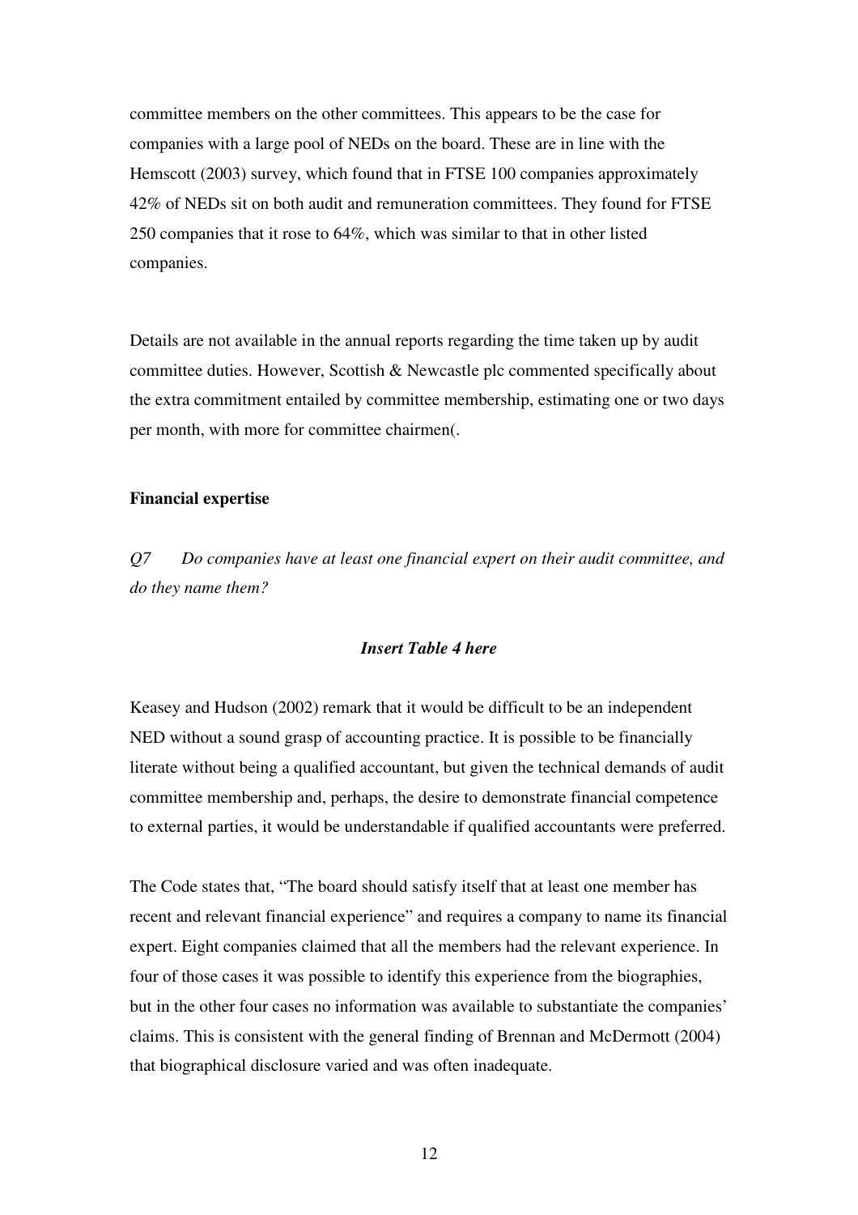committee members on the other committees. This appears to be the case for companies with a large pool of NEDs on the board. These are in line with the Hemscott (2003) survey, which found that in FTSE 100 companies approximately 42% of NEDs sit on both audit and remuneration committees. They found for FTSE 250 companies that it rose to 64%, which was similar to that in other listed companies.

Details are not available in the annual reports regarding the time taken up by audit committee duties. However, Scottish & Newcastle plc commented specifically about the extra commitment entailed by committee membership, estimating one or two days per month, with more for committee chairmen(.

**Financial expertise**

*Q7 Do companies have at least one financial expert on their audit committee, and do they name them?*

***Insert Table 4 here***

Keasey and Hudson (2002) remark that it would be difficult to be an independent NED without a sound grasp of accounting practice. It is possible to be financially literate without being a qualified accountant, but given the technical demands of audit committee membership and, perhaps, the desire to demonstrate financial competence to external parties, it would be understandable if qualified accountants were preferred.

The Code states that, "The board should satisfy itself that at least one member has recent and relevant financial experience" and requires a company to name its financial expert. Eight companies claimed that all the members had the relevant experience. In four of those cases it was possible to identify this experience from the biographies, but in the other four cases no information was available to substantiate the companies' claims. This is consistent with the general finding of Brennan and McDermott (2004) that biographical disclosure varied and was often inadequate.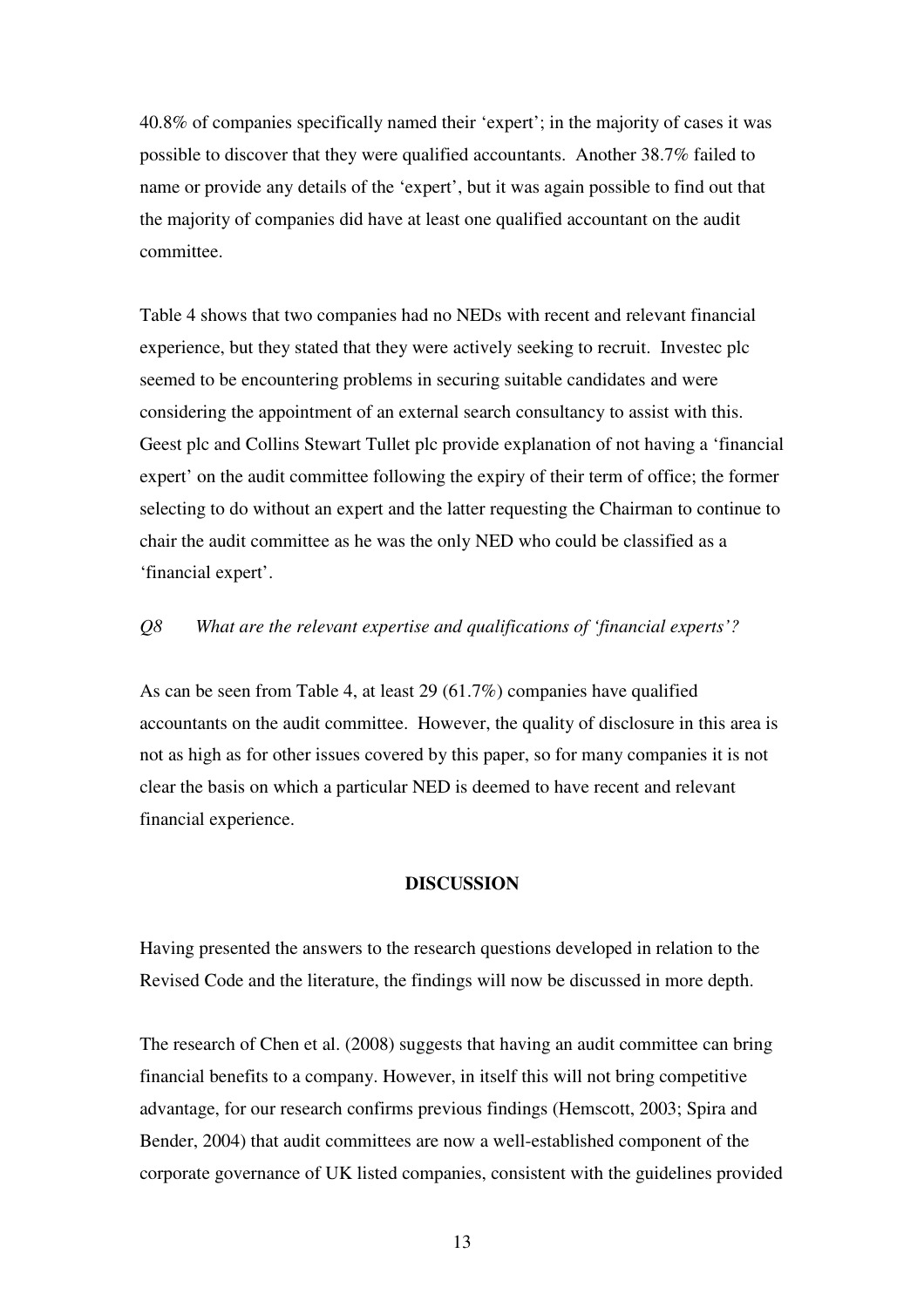40.8% of companies specifically named their 'expert'; in the majority of cases it was possible to discover that they were qualified accountants. Another 38.7% failed to name or provide any details of the 'expert', but it was again possible to find out that the majority of companies did have at least one qualified accountant on the audit committee.

Table 4 shows that two companies had no NEDs with recent and relevant financial experience, but they stated that they were actively seeking to recruit. Investec plc seemed to be encountering problems in securing suitable candidates and were considering the appointment of an external search consultancy to assist with this. Geest plc and Collins Stewart Tullet plc provide explanation of not having a 'financial expert' on the audit committee following the expiry of their term of office; the former selecting to do without an expert and the latter requesting the Chairman to continue to chair the audit committee as he was the only NED who could be classified as a 'financial expert'.

*Q8 What are the relevant expertise and qualifications of 'financial experts'?*

As can be seen from Table 4, at least 29 (61.7%) companies have qualified accountants on the audit committee. However, the quality of disclosure in this area is not as high as for other issues covered by this paper, so for many companies it is not clear the basis on which a particular NED is deemed to have recent and relevant financial experience.

## DISCUSSION

Having presented the answers to the research questions developed in relation to the Revised Code and the literature, the findings will now be discussed in more depth.

The research of Chen et al. (2008) suggests that having an audit committee can bring financial benefits to a company. However, in itself this will not bring competitive advantage, for our research confirms previous findings (Hemscott, 2003; Spira and Bender, 2004) that audit committees are now a well-established component of the corporate governance of UK listed companies, consistent with the guidelines provided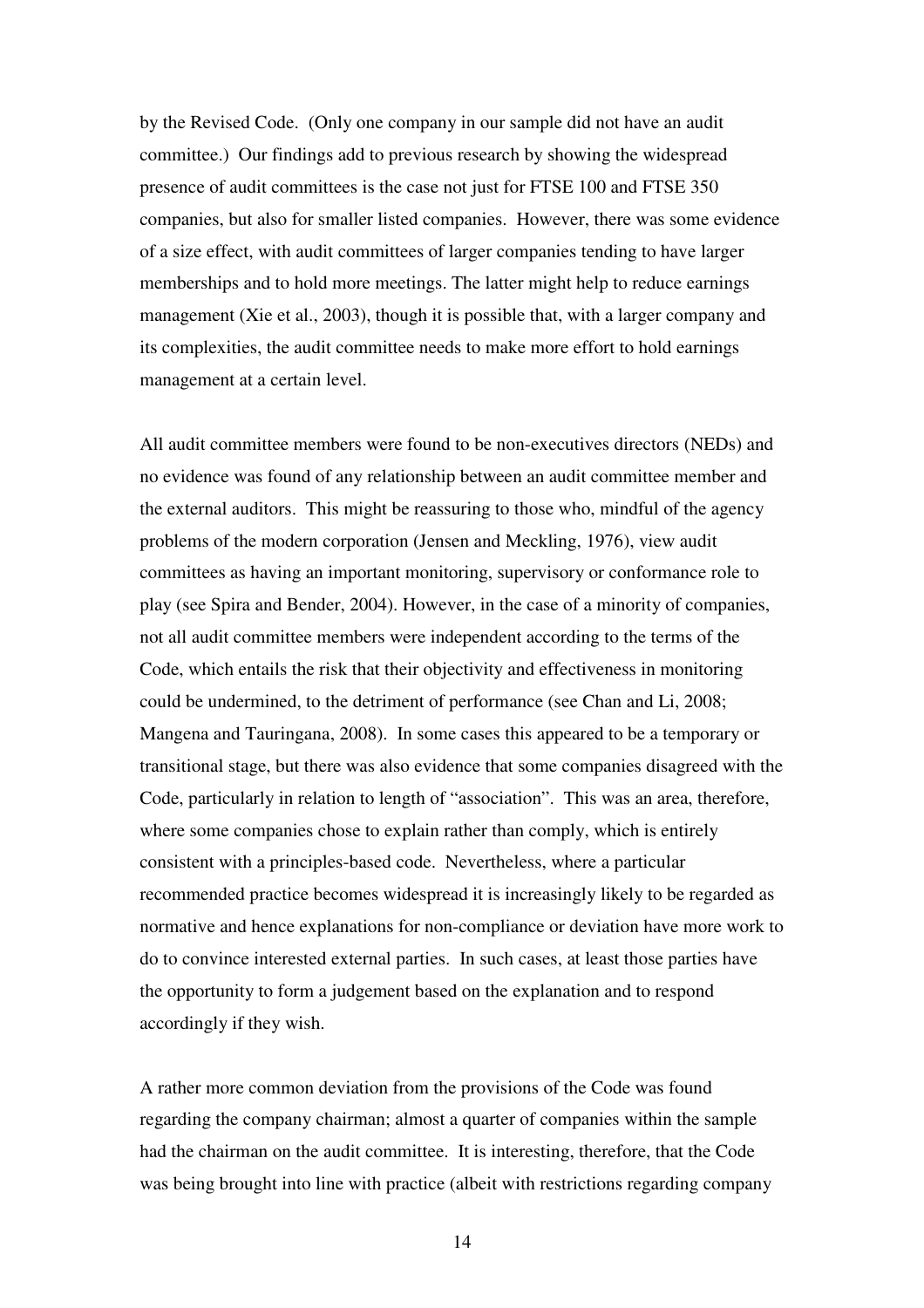by the Revised Code. (Only one company in our sample did not have an audit committee.) Our findings add to previous research by showing the widespread presence of audit committees is the case not just for FTSE 100 and FTSE 350 companies, but also for smaller listed companies. However, there was some evidence of a size effect, with audit committees of larger companies tending to have larger memberships and to hold more meetings. The latter might help to reduce earnings management (Xie et al., 2003), though it is possible that, with a larger company and its complexities, the audit committee needs to make more effort to hold earnings management at a certain level.

All audit committee members were found to be non-executives directors (NEDs) and no evidence was found of any relationship between an audit committee member and the external auditors. This might be reassuring to those who, mindful of the agency problems of the modern corporation (Jensen and Meckling, 1976), view audit committees as having an important monitoring, supervisory or conformance role to play (see Spira and Bender, 2004). However, in the case of a minority of companies, not all audit committee members were independent according to the terms of the Code, which entails the risk that their objectivity and effectiveness in monitoring could be undermined, to the detriment of performance (see Chan and Li, 2008; Mangena and Tauringana, 2008). In some cases this appeared to be a temporary or transitional stage, but there was also evidence that some companies disagreed with the Code, particularly in relation to length of "association". This was an area, therefore, where some companies chose to explain rather than comply, which is entirely consistent with a principles-based code. Nevertheless, where a particular recommended practice becomes widespread it is increasingly likely to be regarded as normative and hence explanations for non-compliance or deviation have more work to do to convince interested external parties. In such cases, at least those parties have the opportunity to form a judgement based on the explanation and to respond accordingly if they wish.

A rather more common deviation from the provisions of the Code was found regarding the company chairman; almost a quarter of companies within the sample had the chairman on the audit committee. It is interesting, therefore, that the Code was being brought into line with practice (albeit with restrictions regarding company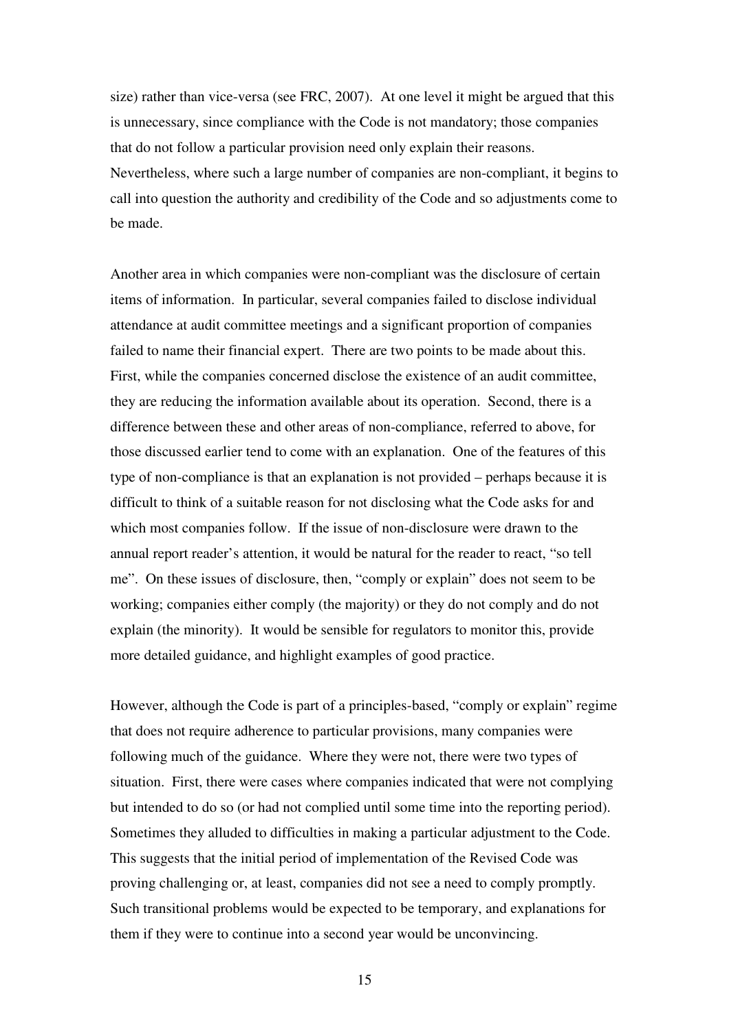size) rather than vice-versa (see FRC, 2007). At one level it might be argued that this is unnecessary, since compliance with the Code is not mandatory; those companies that do not follow a particular provision need only explain their reasons. Nevertheless, where such a large number of companies are non-compliant, it begins to call into question the authority and credibility of the Code and so adjustments come to be made.

Another area in which companies were non-compliant was the disclosure of certain items of information. In particular, several companies failed to disclose individual attendance at audit committee meetings and a significant proportion of companies failed to name their financial expert. There are two points to be made about this. First, while the companies concerned disclose the existence of an audit committee, they are reducing the information available about its operation. Second, there is a difference between these and other areas of non-compliance, referred to above, for those discussed earlier tend to come with an explanation. One of the features of this type of non-compliance is that an explanation is not provided – perhaps because it is difficult to think of a suitable reason for not disclosing what the Code asks for and which most companies follow. If the issue of non-disclosure were drawn to the annual report reader's attention, it would be natural for the reader to react, "so tell me". On these issues of disclosure, then, "comply or explain" does not seem to be working; companies either comply (the majority) or they do not comply and do not explain (the minority). It would be sensible for regulators to monitor this, provide more detailed guidance, and highlight examples of good practice.

However, although the Code is part of a principles-based, "comply or explain" regime that does not require adherence to particular provisions, many companies were following much of the guidance. Where they were not, there were two types of situation. First, there were cases where companies indicated that were not complying but intended to do so (or had not complied until some time into the reporting period). Sometimes they alluded to difficulties in making a particular adjustment to the Code. This suggests that the initial period of implementation of the Revised Code was proving challenging or, at least, companies did not see a need to comply promptly. Such transitional problems would be expected to be temporary, and explanations for them if they were to continue into a second year would be unconvincing.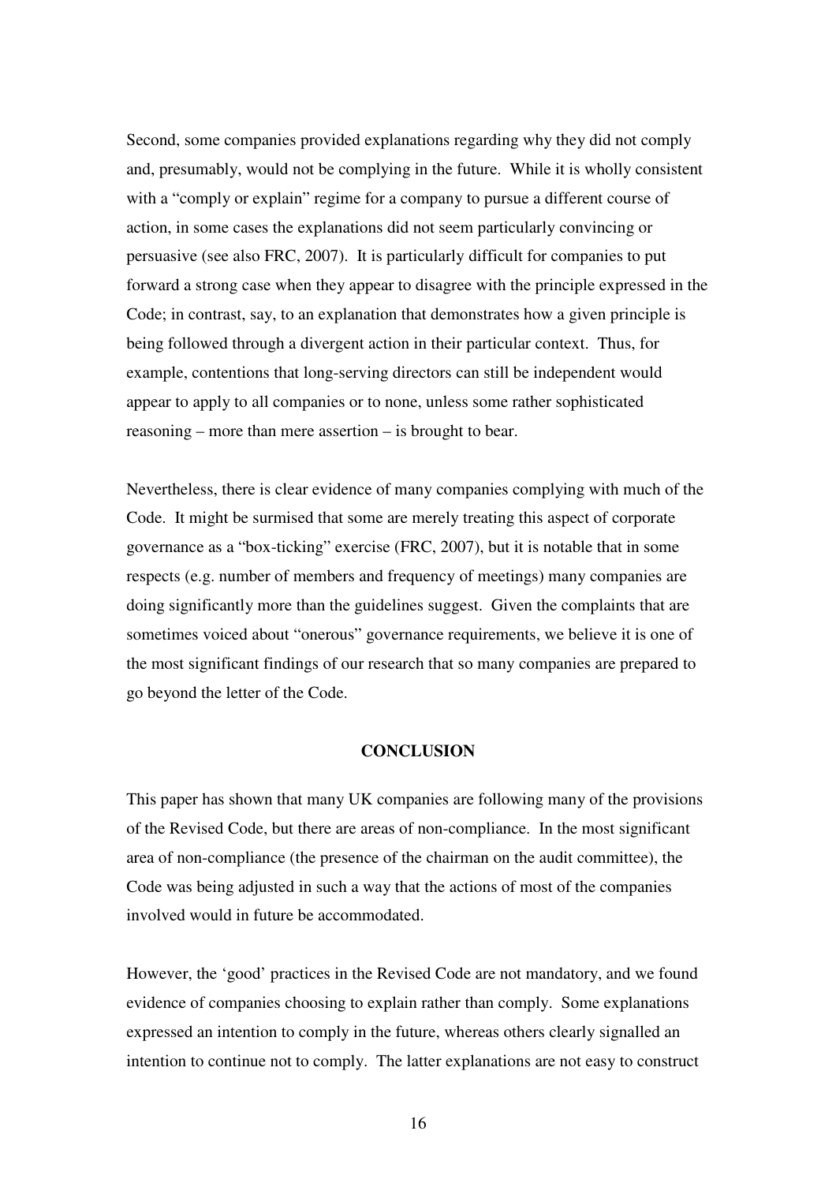Second, some companies provided explanations regarding why they did not comply and, presumably, would not be complying in the future. While it is wholly consistent with a "comply or explain" regime for a company to pursue a different course of action, in some cases the explanations did not seem particularly convincing or persuasive (see also FRC, 2007). It is particularly difficult for companies to put forward a strong case when they appear to disagree with the principle expressed in the Code; in contrast, say, to an explanation that demonstrates how a given principle is being followed through a divergent action in their particular context. Thus, for example, contentions that long-serving directors can still be independent would appear to apply to all companies or to none, unless some rather sophisticated reasoning – more than mere assertion – is brought to bear.

Nevertheless, there is clear evidence of many companies complying with much of the Code. It might be surmised that some are merely treating this aspect of corporate governance as a "box-ticking" exercise (FRC, 2007), but it is notable that in some respects (e.g. number of members and frequency of meetings) many companies are doing significantly more than the guidelines suggest. Given the complaints that are sometimes voiced about "onerous" governance requirements, we believe it is one of the most significant findings of our research that so many companies are prepared to go beyond the letter of the Code.

## CONCLUSION

This paper has shown that many UK companies are following many of the provisions of the Revised Code, but there are areas of non-compliance. In the most significant area of non-compliance (the presence of the chairman on the audit committee), the Code was being adjusted in such a way that the actions of most of the companies involved would in future be accommodated.

However, the 'good' practices in the Revised Code are not mandatory, and we found evidence of companies choosing to explain rather than comply. Some explanations expressed an intention to comply in the future, whereas others clearly signalled an intention to continue not to comply. The latter explanations are not easy to construct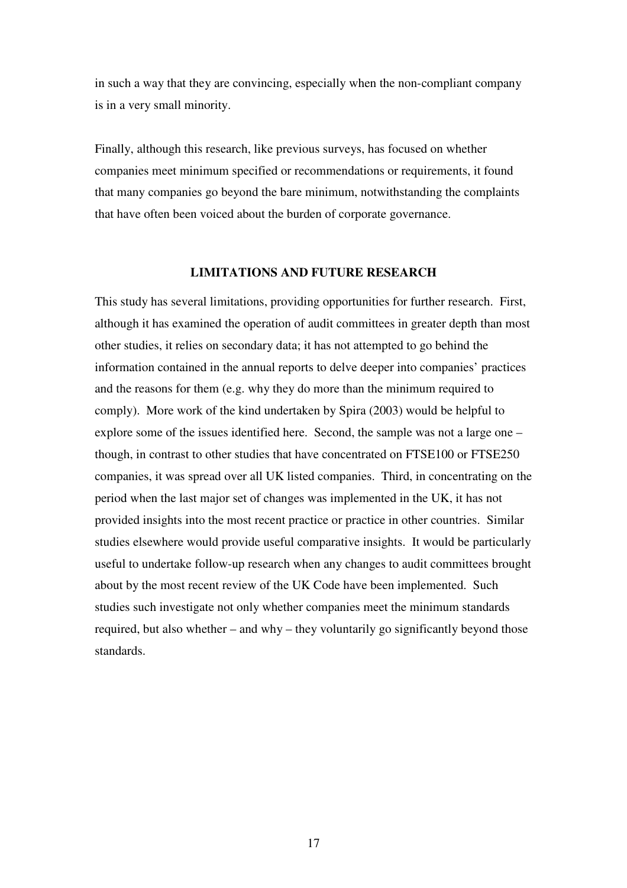in such a way that they are convincing, especially when the non-compliant company is in a very small minority.

Finally, although this research, like previous surveys, has focused on whether companies meet minimum specified or recommendations or requirements, it found that many companies go beyond the bare minimum, notwithstanding the complaints that have often been voiced about the burden of corporate governance.

## LIMITATIONS AND FUTURE RESEARCH

This study has several limitations, providing opportunities for further research. First, although it has examined the operation of audit committees in greater depth than most other studies, it relies on secondary data; it has not attempted to go behind the information contained in the annual reports to delve deeper into companies' practices and the reasons for them (e.g. why they do more than the minimum required to comply). More work of the kind undertaken by Spira (2003) would be helpful to explore some of the issues identified here. Second, the sample was not a large one – though, in contrast to other studies that have concentrated on FTSE100 or FTSE250 companies, it was spread over all UK listed companies. Third, in concentrating on the period when the last major set of changes was implemented in the UK, it has not provided insights into the most recent practice or practice in other countries. Similar studies elsewhere would provide useful comparative insights. It would be particularly useful to undertake follow-up research when any changes to audit committees brought about by the most recent review of the UK Code have been implemented. Such studies such investigate not only whether companies meet the minimum standards required, but also whether – and why – they voluntarily go significantly beyond those standards.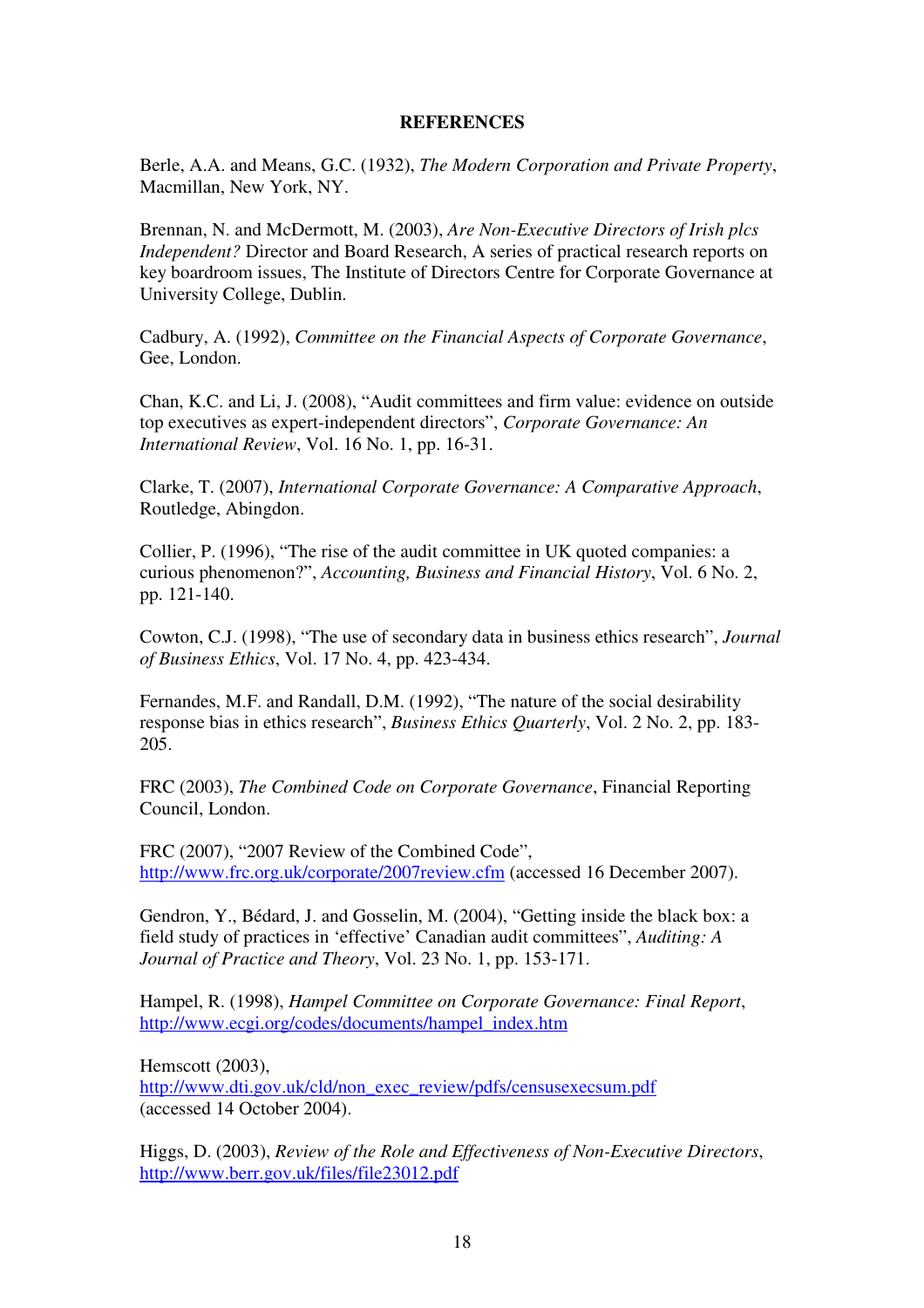**REFERENCES**

Berle, A.A. and Means, G.C. (1932), *The Modern Corporation and Private Property*, Macmillan, New York, NY.

Brennan, N. and McDermott, M. (2003), *Are Non-Executive Directors of Irish plcs Independent?* Director and Board Research, A series of practical research reports on key boardroom issues, The Institute of Directors Centre for Corporate Governance at University College, Dublin.

Cadbury, A. (1992), *Committee on the Financial Aspects of Corporate Governance*, Gee, London.

Chan, K.C. and Li, J. (2008), "Audit committees and firm value: evidence on outside top executives as expert-independent directors", *Corporate Governance: An International Review*, Vol. 16 No. 1, pp. 16-31.

Clarke, T. (2007), *International Corporate Governance: A Comparative Approach*, Routledge, Abingdon.

Collier, P. (1996), "The rise of the audit committee in UK quoted companies: a curious phenomenon?", *Accounting, Business and Financial History*, Vol. 6 No. 2, pp. 121-140.

Cowton, C.J. (1998), "The use of secondary data in business ethics research", *Journal of Business Ethics*, Vol. 17 No. 4, pp. 423-434.

Fernandes, M.F. and Randall, D.M. (1992), "The nature of the social desirability response bias in ethics research", *Business Ethics Quarterly*, Vol. 2 No. 2, pp. 183-205.

FRC (2003), *The Combined Code on Corporate Governance*, Financial Reporting Council, London.

FRC (2007), "2007 Review of the Combined Code", http://www.frc.org.uk/corporate/2007review.cfm (accessed 16 December 2007).

Gendron, Y., Bédard, J. and Gosselin, M. (2004), "Getting inside the black box: a field study of practices in 'effective' Canadian audit committees", *Auditing: A Journal of Practice and Theory*, Vol. 23 No. 1, pp. 153-171.

Hampel, R. (1998), *Hampel Committee on Corporate Governance: Final Report*, http://www.ecgi.org/codes/documents/hampel_index.htm

Hemscott (2003), http://www.dti.gov.uk/cld/non_exec_review/pdfs/censusexecsum.pdf (accessed 14 October 2004).

Higgs, D. (2003), *Review of the Role and Effectiveness of Non-Executive Directors*, http://www.berr.gov.uk/files/file23012.pdf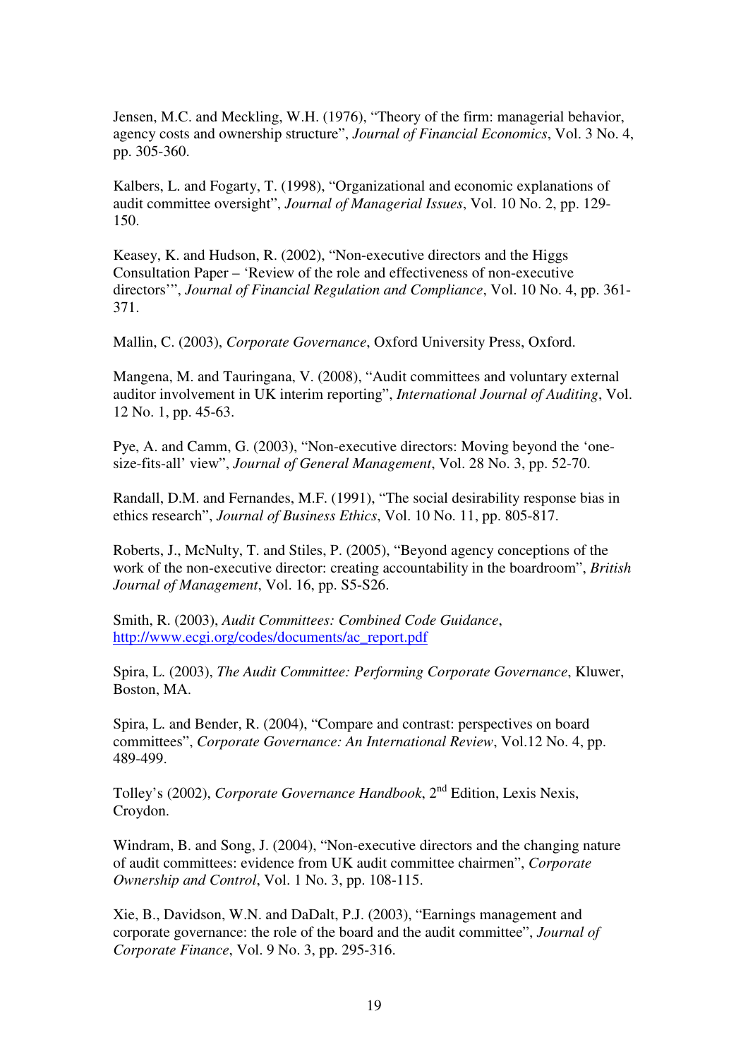Jensen, M.C. and Meckling, W.H. (1976), "Theory of the firm: managerial behavior, agency costs and ownership structure", *Journal of Financial Economics*, Vol. 3 No. 4, pp. 305-360.

Kalbers, L. and Fogarty, T. (1998), "Organizational and economic explanations of audit committee oversight", *Journal of Managerial Issues*, Vol. 10 No. 2, pp. 129-150.

Keasey, K. and Hudson, R. (2002), "Non-executive directors and the Higgs Consultation Paper – 'Review of the role and effectiveness of non-executive directors'", *Journal of Financial Regulation and Compliance*, Vol. 10 No. 4, pp. 361-371.

Mallin, C. (2003), *Corporate Governance*, Oxford University Press, Oxford.

Mangena, M. and Tauringana, V. (2008), "Audit committees and voluntary external auditor involvement in UK interim reporting", *International Journal of Auditing*, Vol. 12 No. 1, pp. 45-63.

Pye, A. and Camm, G. (2003), "Non-executive directors: Moving beyond the 'one-size-fits-all' view", *Journal of General Management*, Vol. 28 No. 3, pp. 52-70.

Randall, D.M. and Fernandes, M.F. (1991), "The social desirability response bias in ethics research", *Journal of Business Ethics*, Vol. 10 No. 11, pp. 805-817.

Roberts, J., McNulty, T. and Stiles, P. (2005), "Beyond agency conceptions of the work of the non-executive director: creating accountability in the boardroom", *British Journal of Management*, Vol. 16, pp. S5-S26.

Smith, R. (2003), *Audit Committees: Combined Code Guidance*, http://www.ecgi.org/codes/documents/ac_report.pdf

Spira, L. (2003), *The Audit Committee: Performing Corporate Governance*, Kluwer, Boston, MA.

Spira, L. and Bender, R. (2004), "Compare and contrast: perspectives on board committees", *Corporate Governance: An International Review*, Vol.12 No. 4, pp. 489-499.

Tolley's (2002), *Corporate Governance Handbook*, 2nd Edition, Lexis Nexis, Croydon.

Windram, B. and Song, J. (2004), "Non-executive directors and the changing nature of audit committees: evidence from UK audit committee chairmen", *Corporate Ownership and Control*, Vol. 1 No. 3, pp. 108-115.

Xie, B., Davidson, W.N. and DaDalt, P.J. (2003), "Earnings management and corporate governance: the role of the board and the audit committee", *Journal of Corporate Finance*, Vol. 9 No. 3, pp. 295-316.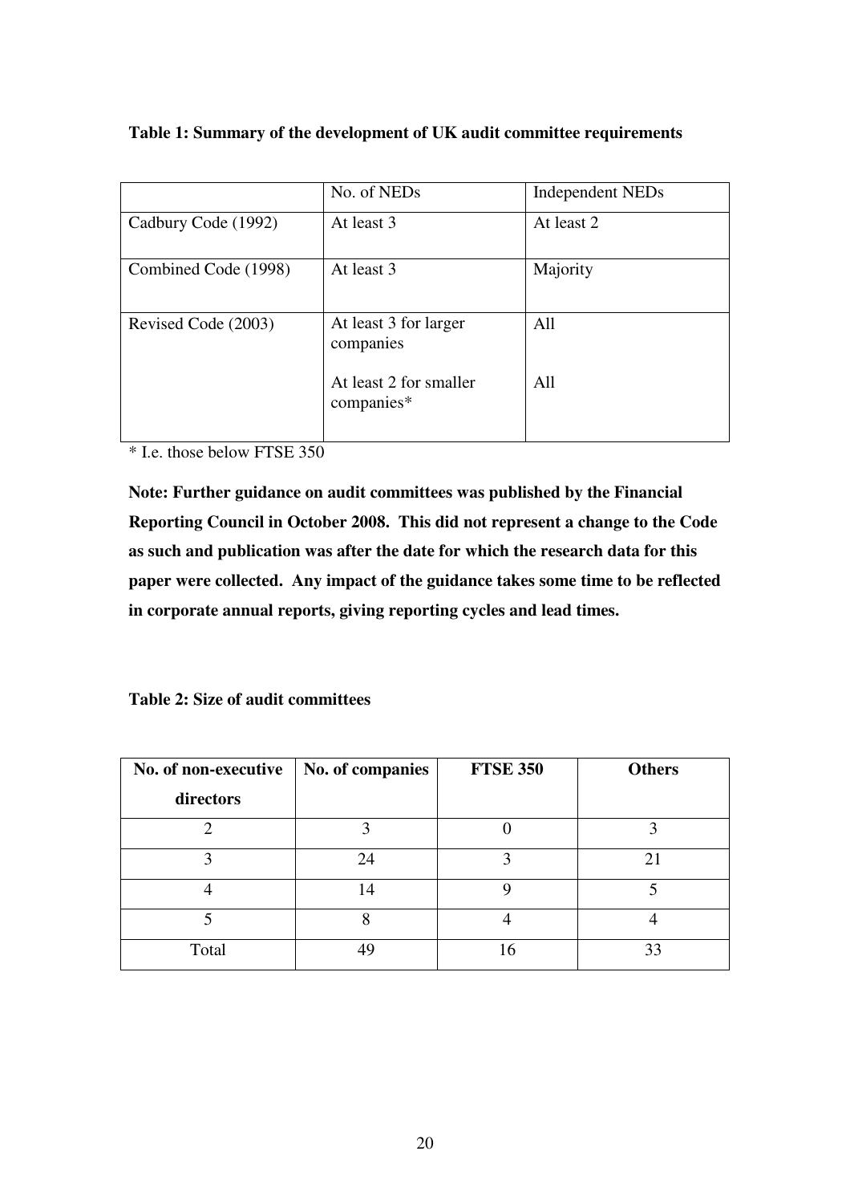**Table 1: Summary of the development of UK audit committee requirements**

| | No. of NEDs | Independent NEDs |
|---|---|---|
| Cadbury Code (1992) | At least 3 | At least 2 |
| Combined Code (1998) | At least 3 | Majority |
| Revised Code (2003) | At least 3 for larger companies | All |
| | At least 2 for smaller companies* | All |

* I.e. those below FTSE 350

**Note: Further guidance on audit committees was published by the Financial Reporting Council in October 2008. This did not represent a change to the Code as such and publication was after the date for which the research data for this paper were collected. Any impact of the guidance takes some time to be reflected in corporate annual reports, giving reporting cycles and lead times.**

**Table 2: Size of audit committees**

| No. of non-executive directors | No. of companies | FTSE 350 | Others |
|---|---|---|---|
| 2 | 3 | 0 | 3 |
| 3 | 24 | 3 | 21 |
| 4 | 14 | 9 | 5 |
| 5 | 8 | 4 | 4 |
| Total | 49 | 16 | 33 |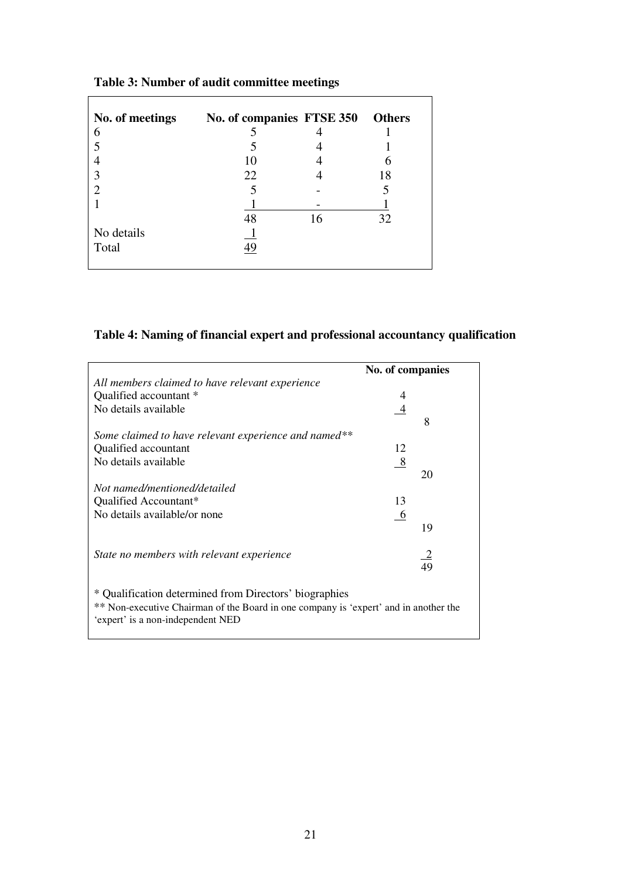**Table 3: Number of audit committee meetings**

| No. of meetings | No. of companies | FTSE 350 | Others |
|---|---|---|---|
| 6 | 5 | 4 | 1 |
| 5 | 5 | 4 | 1 |
| 4 | 10 | 4 | 6 |
| 3 | 22 | 4 | 18 |
| 2 | 5 | - | 5 |
| 1 | 1 | - | 1 |
| | 48 | 16 | 32 |
| No details | 1 | | |
| Total | 49 | | |

**Table 4: Naming of financial expert and professional accountancy qualification**

| | No. of companies | |
|---|---|---|
| *All members claimed to have relevant experience* | | |
| Qualified accountant * | 4 | |
| No details available | 4 | |
| | | 8 |
| *Some claimed to have relevant experience and named\*\** | | |
| Qualified accountant | 12 | |
| No details available | 8 | |
| | | 20 |
| *Not named/mentioned/detailed* | | |
| Qualified Accountant* | 13 | |
| No details available/or none | 6 | |
| | | 19 |
| *State no members with relevant experience* | | 2 |
| | | 49 |

\* Qualification determined from Directors' biographies

\*\* Non-executive Chairman of the Board in one company is 'expert' and in another the 'expert' is a non-independent NED